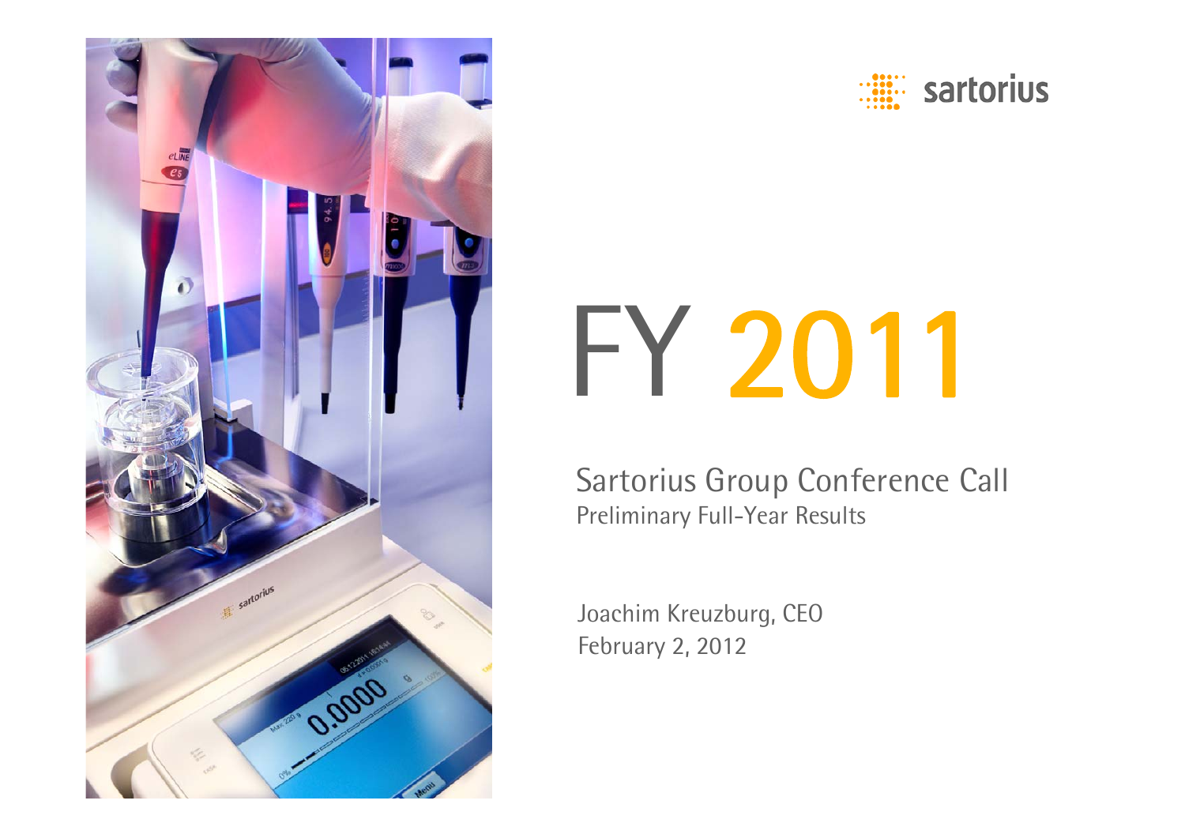sartorius

# FY 2011

## Sartorius Group Conference Call

Preliminary Full-Year Results

Joachim Kreuzburg, CEO

February 2, 2012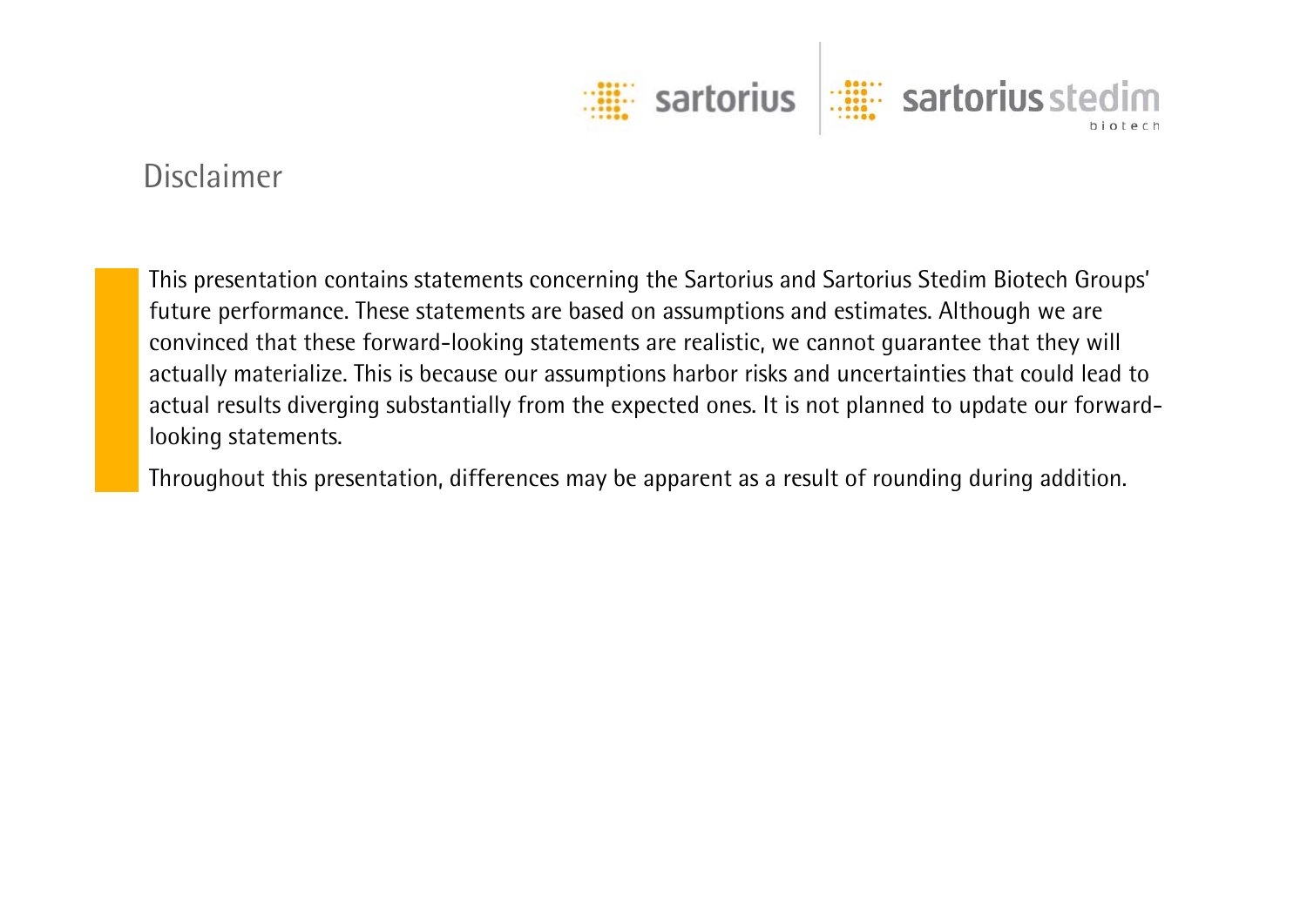# Disclaimer

This presentation contains statements concerning the Sartorius and Sartorius Stedim Biotech Groups' future performance. These statements are based on assumptions and estimates. Although we are convinced that these forward-looking statements are realistic, we cannot guarantee that they will actually materialize. This is because our assumptions harbor risks and uncertainties that could lead to actual results diverging substantially from the expected ones. It is not planned to update our forward-looking statements.

Throughout this presentation, differences may be apparent as a result of rounding during addition.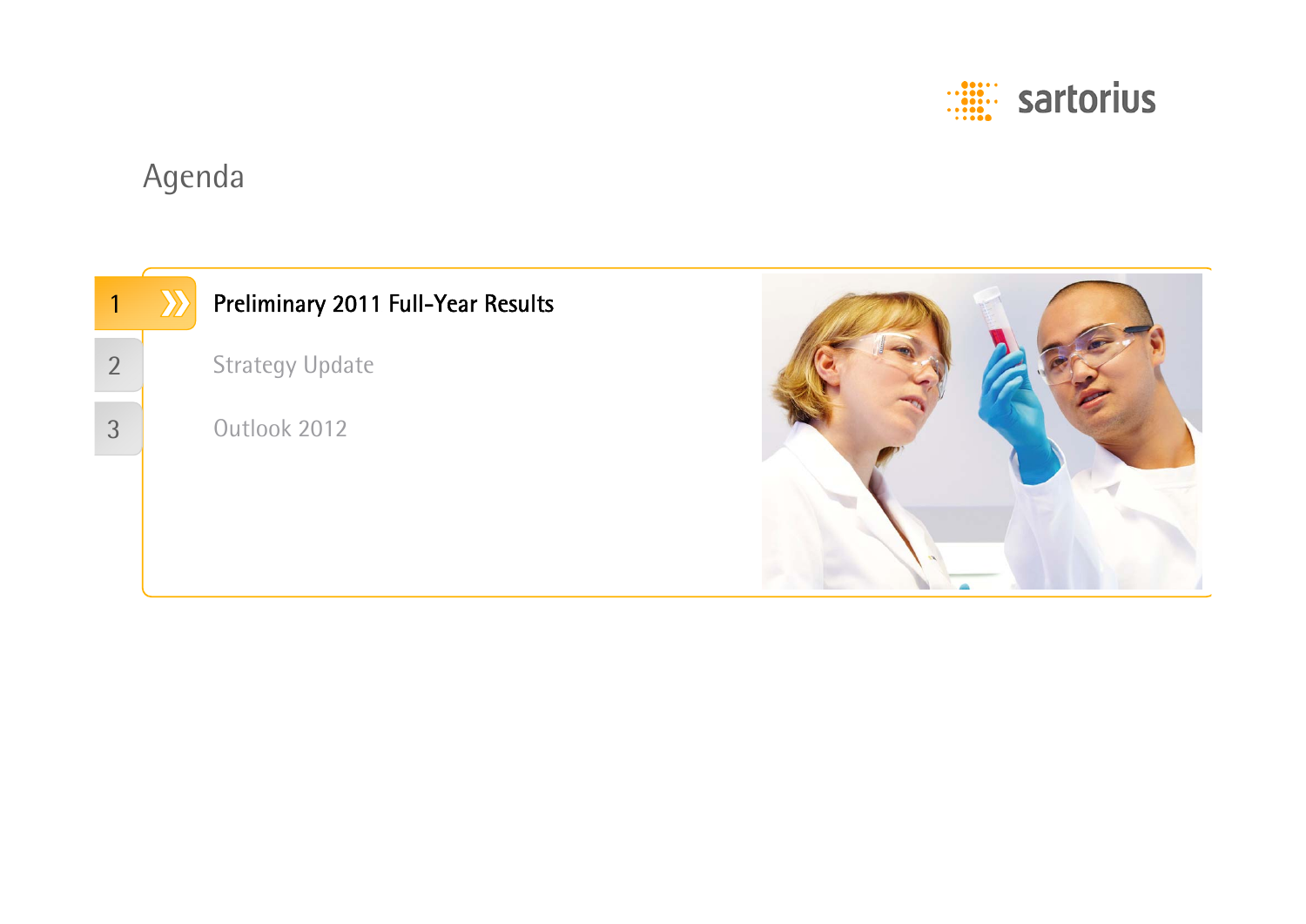# Agenda

1. **Preliminary 2011 Full-Year Results**
2. Strategy Update
3. Outlook 2012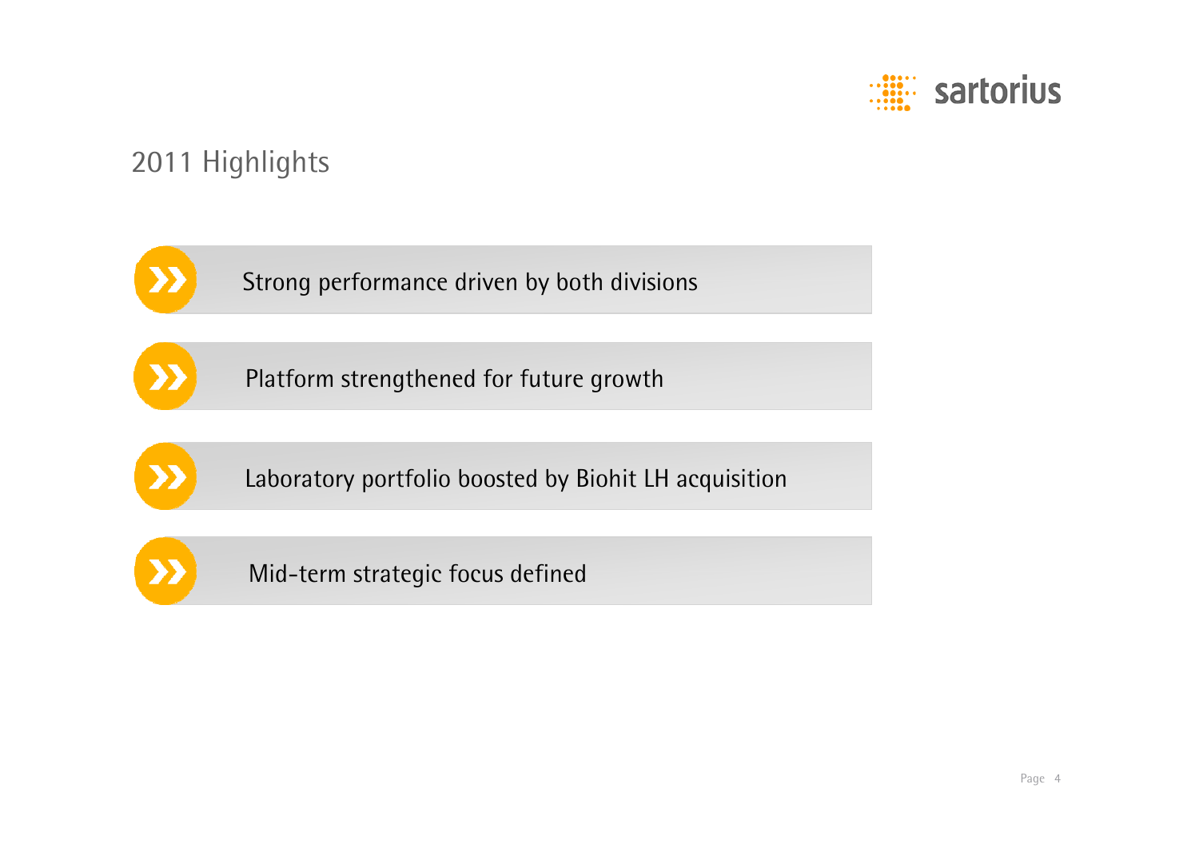# 2011 Highlights

- Strong performance driven by both divisions
- Platform strengthened for future growth
- Laboratory portfolio boosted by Biohit LH acquisition
- Mid-term strategic focus defined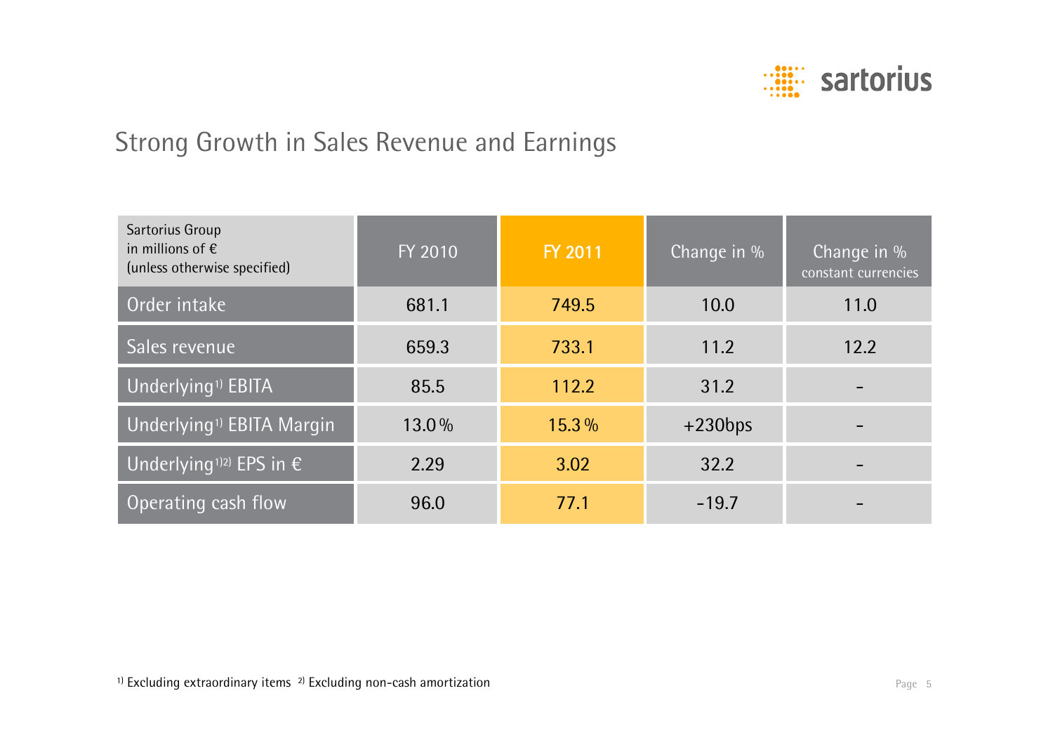# Strong Growth in Sales Revenue and Earnings

| Sartorius Group in millions of € (unless otherwise specified) | FY 2010 | FY 2011 | Change in % | Change in % constant currencies |
|---|---|---|---|---|
| Order intake | 681.1 | 749.5 | 10.0 | 11.0 |
| Sales revenue | 659.3 | 733.1 | 11.2 | 12.2 |
| Underlying[1] EBITA | 85.5 | 112.2 | 31.2 | - |
| Underlying[1] EBITA Margin | 13.0 % | 15.3 % | +230bps | - |
| Underlying[1][2] EPS in € | 2.29 | 3.02 | 32.2 | - |
| Operating cash flow | 96.0 | 77.1 | -19.7 | - |

[1] Excluding extraordinary items [2] Excluding non-cash amortization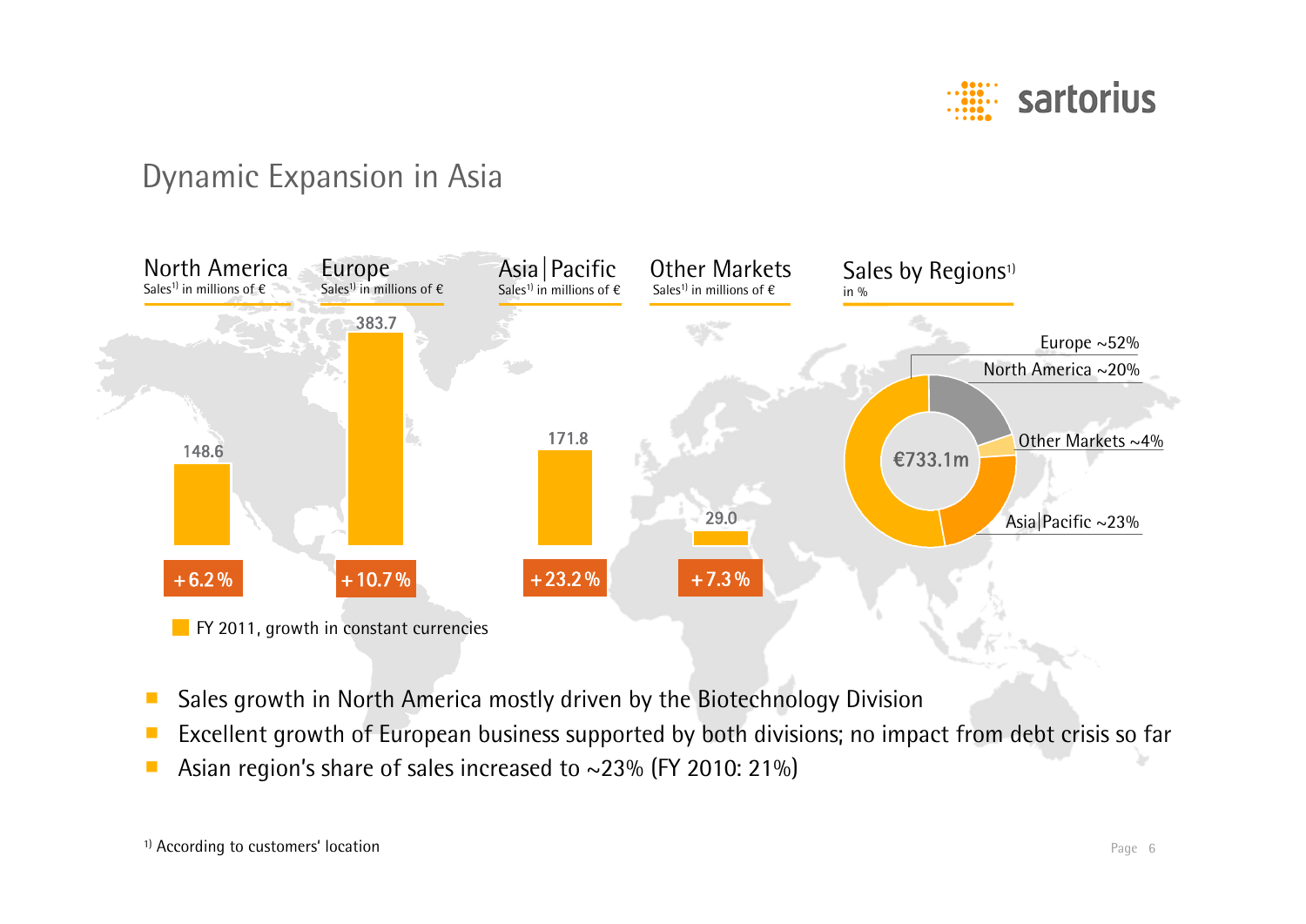# Dynamic Expansion in Asia

| | North America | Europe | Asia\|Pacific | Other Markets |
|---|---|---|---|---|
| Sales[1] in millions of € | 148.6 | 383.7 | 171.8 | 29.0 |
| Growth in constant currencies | +6.2% | +10.7% | +23.2% | +7.3% |

FY 2011, growth in constant currencies

**Sales by Regions[1]**
in %

€733.1m

- Europe ~52%
- North America ~20%
- Other Markets ~4%
- Asia|Pacific ~23%

- Sales growth in North America mostly driven by the Biotechnology Division
- Excellent growth of European business supported by both divisions; no impact from debt crisis so far
- Asian region's share of sales increased to ~23% (FY 2010: 21%)

[1] According to customers' location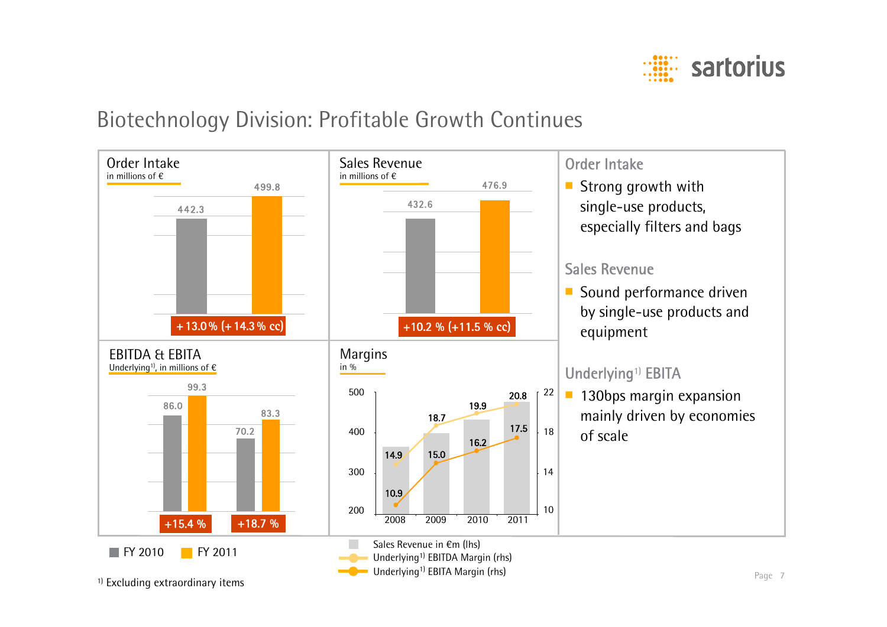# Biotechnology Division: Profitable Growth Continues

### Order Intake
in millions of €

| FY 2010 | FY 2011 |
|---|---|
| 442.3 | 499.8 |

+ 13.0 % (+ 14.3 % cc)

### Sales Revenue
in millions of €

| FY 2010 | FY 2011 |
|---|---|
| 432.6 | 476.9 |

+10.2 % (+11.5 % cc)

### EBITDA & EBITA
Underlying[1], in millions of €

| | FY 2010 | FY 2011 | Change |
|---|---|---|---|
| EBITDA | 86.0 | 99.3 | +15.4 % |
| EBITA | 70.2 | 83.3 | +18.7 % |

### Margins
in %

| | 2008 | 2009 | 2010 | 2011 |
|---|---|---|---|---|
| Underlying[1] EBITDA Margin (rhs) | 14.9 | 18.7 | 19.9 | 20.8 |
| Underlying[1] EBITA Margin (rhs) | 10.9 | 15.0 | 16.2 | 17.5 |

Sales Revenue in €m (lhs)
Underlying[1] EBITDA Margin (rhs)
Underlying[1] EBITA Margin (rhs)

FY 2010 FY 2011

### Order Intake
- Strong growth with single-use products, especially filters and bags

### Sales Revenue
- Sound performance driven by single-use products and equipment

### Underlying[1] EBITA
- 130bps margin expansion mainly driven by economies of scale

[1] Excluding extraordinary items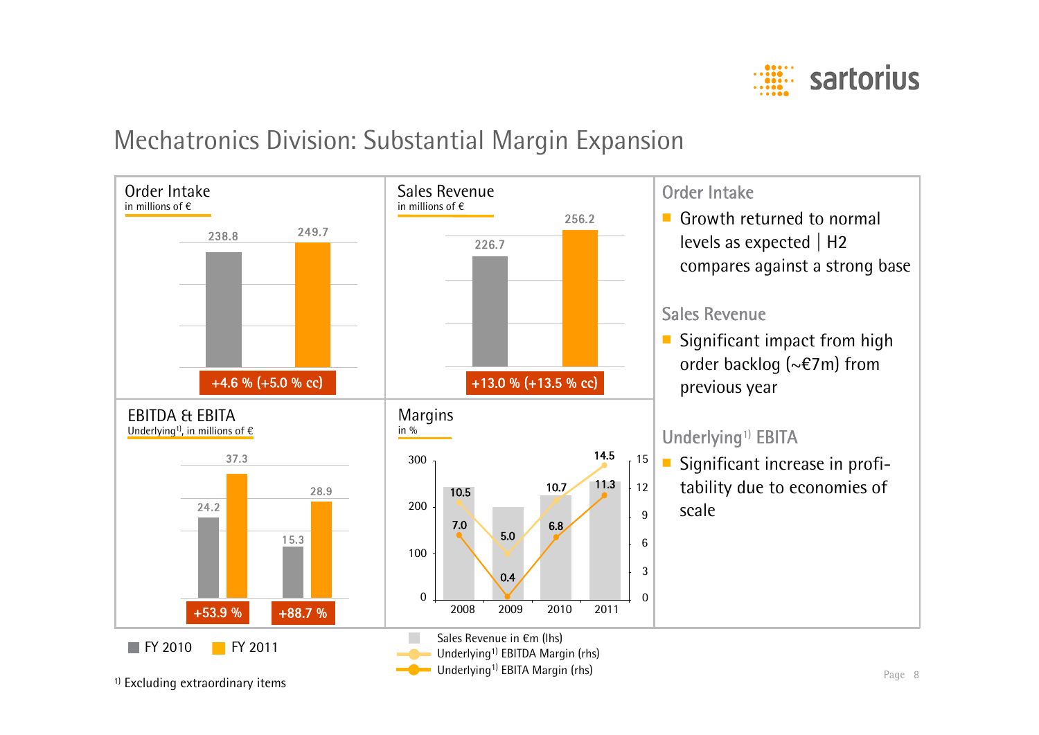# Mechatronics Division: Substantial Margin Expansion

## Order Intake

in millions of €

| | FY 2010 | FY 2011 |
|---|---|---|
| Order Intake | 238.8 | 249.7 |

+4.6 % (+5.0 % cc)

## Sales Revenue

in millions of €

| | FY 2010 | FY 2011 |
|---|---|---|
| Sales Revenue | 226.7 | 256.2 |

+13.0 % (+13.5 % cc)

## EBITDA & EBITA

Underlying[1], in millions of €

| | FY 2010 | FY 2011 | Change |
|---|---|---|---|
| EBITDA | 24.2 | 37.3 | +53.9 % |
| EBITA | 15.3 | 28.9 | +88.7 % |

■ FY 2010 ■ FY 2011

## Margins

in %

| | 2008 | 2009 | 2010 | 2011 |
|---|---|---|---|---|
| Underlying[1] EBITDA Margin (rhs) | 10.5 | 5.0 | 10.7 | 14.5 |
| Underlying[1] EBITA Margin (rhs) | 7.0 | 0.4 | 6.8 | 11.3 |

Sales Revenue in €m (lhs)
Underlying[1] EBITDA Margin (rhs)
Underlying[1] EBITA Margin (rhs)

## Order Intake

- Growth returned to normal levels as expected | H2 compares against a strong base

## Sales Revenue

- Significant impact from high order backlog (~€7m) from previous year

## Underlying[1] EBITA

- Significant increase in profitability due to economies of scale

[1] Excluding extraordinary items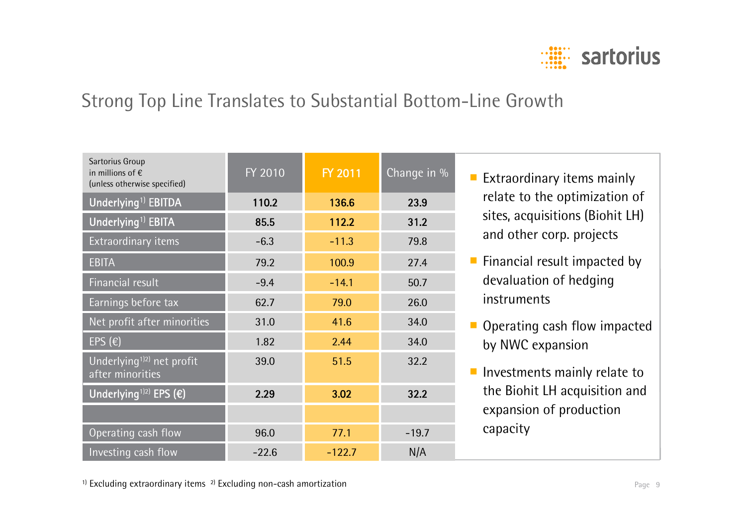# Strong Top Line Translates to Substantial Bottom-Line Growth

| Sartorius Group in millions of € (unless otherwise specified) | FY 2010 | FY 2011 | Change in % |
|---|---|---|---|
| **Underlying[1] EBITDA** | **110.2** | **136.6** | **23.9** |
| **Underlying[1] EBITA** | **85.5** | **112.2** | **31.2** |
| Extraordinary items | -6.3 | -11.3 | 79.8 |
| EBITA | 79.2 | 100.9 | 27.4 |
| Financial result | -9.4 | -14.1 | 50.7 |
| Earnings before tax | 62.7 | 79.0 | 26.0 |
| Net profit after minorities | 31.0 | 41.6 | 34.0 |
| EPS (€) | 1.82 | 2.44 | 34.0 |
| Underlying[1)2)] net profit after minorities | 39.0 | 51.5 | 32.2 |
| **Underlying[1)2)] EPS (€)** | **2.29** | **3.02** | **32.2** |
| | | | |
| Operating cash flow | 96.0 | 77.1 | -19.7 |
| Investing cash flow | -22.6 | -122.7 | N/A |

- Extraordinary items mainly relate to the optimization of sites, acquisitions (Biohit LH) and other corp. projects
- Financial result impacted by devaluation of hedging instruments
- Operating cash flow impacted by NWC expansion
- Investments mainly relate to the Biohit LH acquisition and expansion of production capacity

[1)] Excluding extraordinary items [2)] Excluding non-cash amortization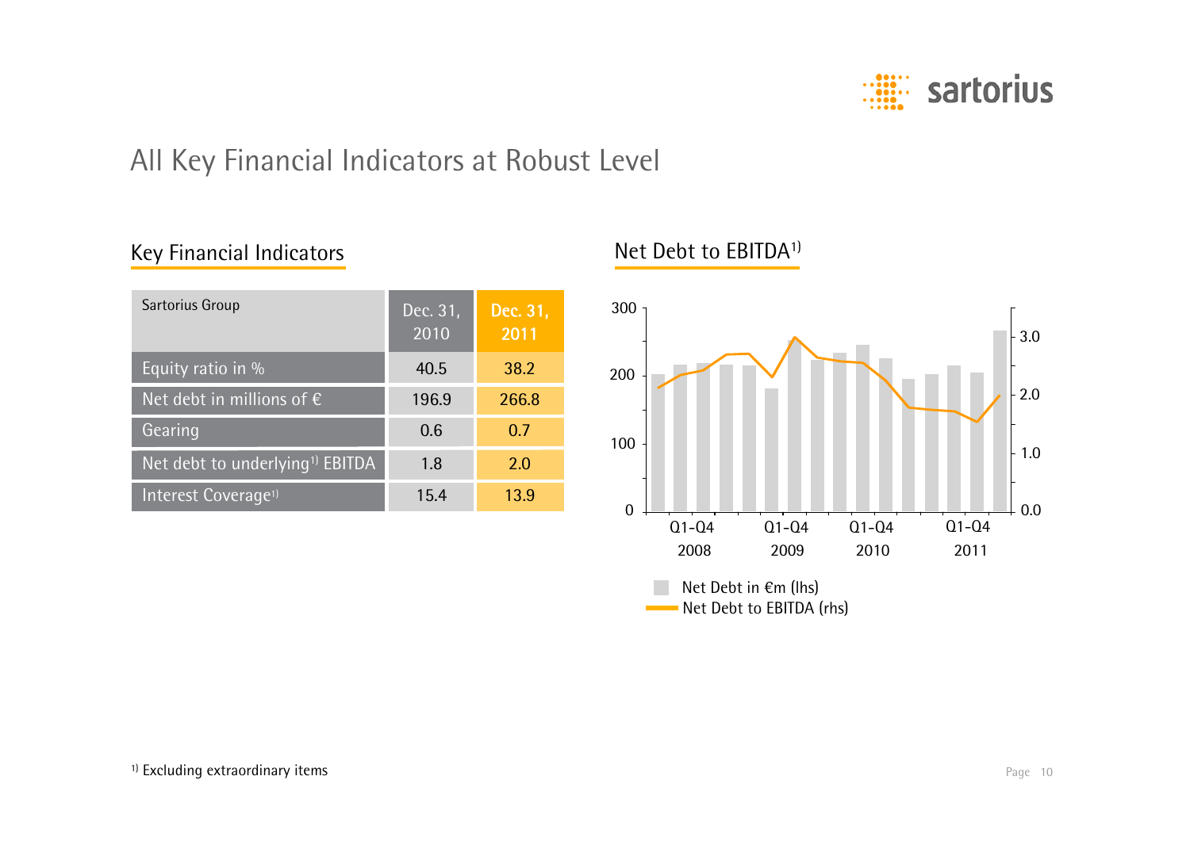# All Key Financial Indicators at Robust Level

## Key Financial Indicators

| Sartorius Group | Dec. 31, 2010 | Dec. 31, 2011 |
|---|---|---|
| Equity ratio in % | 40.5 | 38.2 |
| Net debt in millions of € | 196.9 | 266.8 |
| Gearing | 0.6 | 0.7 |
| Net debt to underlying[1] EBITDA | 1.8 | 2.0 |
| Interest Coverage[1] | 15.4 | 13.9 |

## Net Debt to EBITDA[1]

300
200
100
0

3.0
2.0
1.0
0.0

Q1-Q4 2008 | Q1-Q4 2009 | Q1-Q4 2010 | Q1-Q4 2011

Net Debt in €m (lhs)
Net Debt to EBITDA (rhs)

[1] Excluding extraordinary items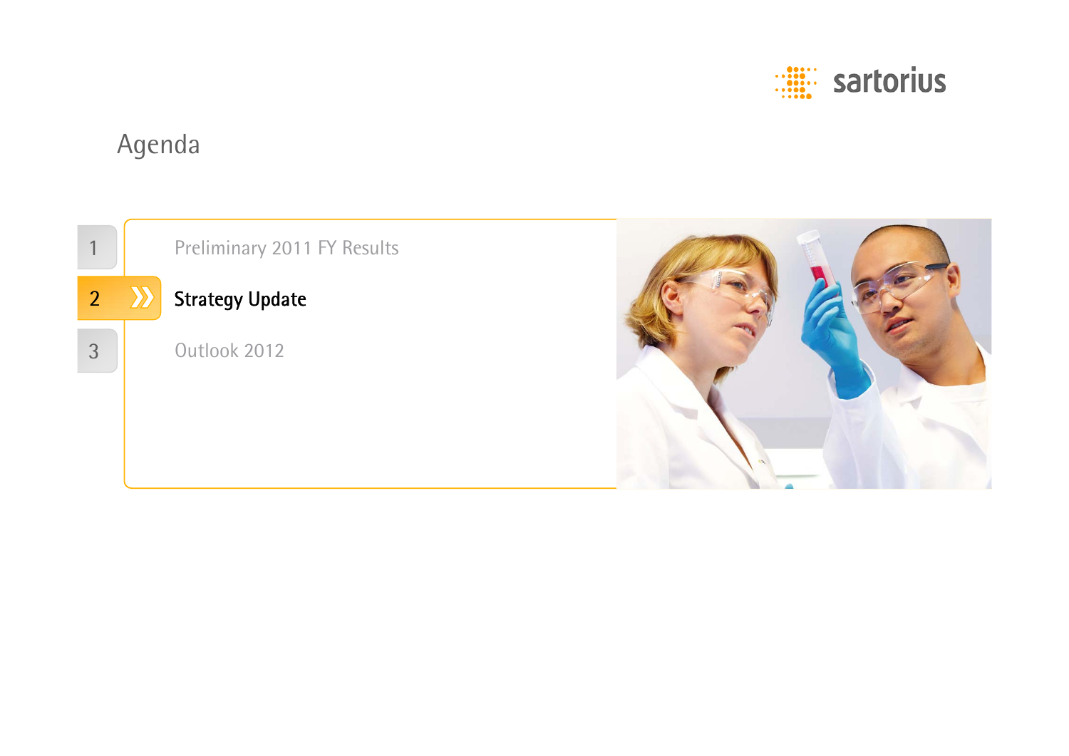# Agenda

1. Preliminary 2011 FY Results
2. **Strategy Update**
3. Outlook 2012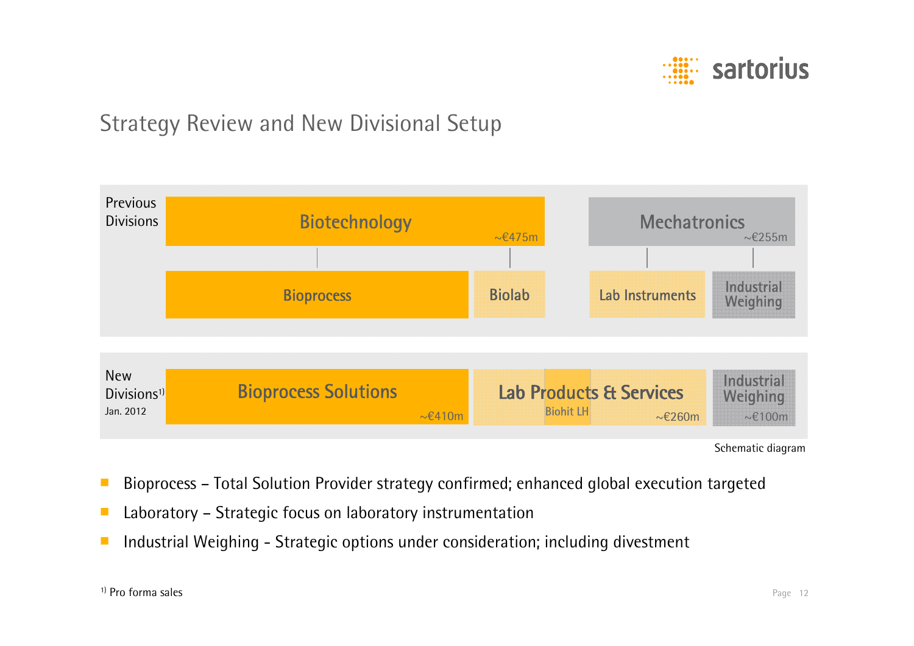# Strategy Review and New Divisional Setup

**Previous Divisions**

- Biotechnology ~€475m
  - Bioprocess
  - Biolab
- Mechatronics ~€255m
  - Lab Instruments
  - Industrial Weighing

**New Divisions[1)]** Jan. 2012

- Bioprocess Solutions ~€410m
- Lab Products & Services ~€260m (Biohit LH)
- Industrial Weighing ~€100m

Schematic diagram

- Bioprocess – Total Solution Provider strategy confirmed; enhanced global execution targeted
- Laboratory – Strategic focus on laboratory instrumentation
- Industrial Weighing - Strategic options under consideration; including divestment

[1)] Pro forma sales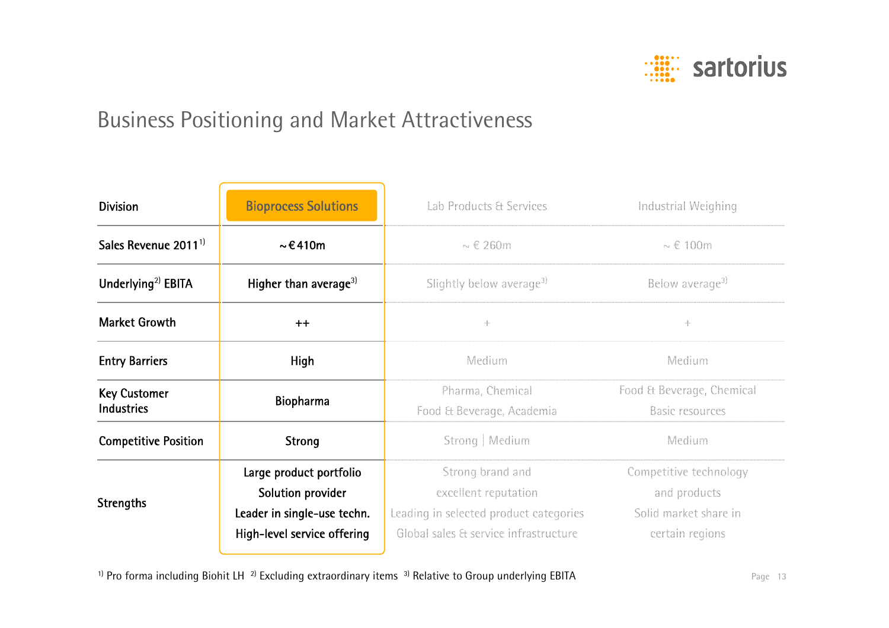# Business Positioning and Market Attractiveness

| Division | Bioprocess Solutions | Lab Products & Services | Industrial Weighing |
|---|---|---|---|
| Sales Revenue 2011[1] | ~€410m | ~ € 260m | ~ € 100m |
| Underlying[2] EBITA | Higher than average[3] | Slightly below average[3] | Below average[3] |
| Market Growth | ++ | + | + |
| Entry Barriers | High | Medium | Medium |
| Key Customer Industries | Biopharma | Pharma, Chemical Food & Beverage, Academia | Food & Beverage, Chemical Basic resources |
| Competitive Position | Strong | Strong \| Medium | Medium |
| Strengths | Large product portfolio<br>Solution provider<br>Leader in single-use techn.<br>High-level service offering | Strong brand and excellent reputation<br>Leading in selected product categories<br>Global sales & service infrastructure | Competitive technology and products<br>Solid market share in certain regions |

[1] Pro forma including Biohit LH [2] Excluding extraordinary items [3] Relative to Group underlying EBITA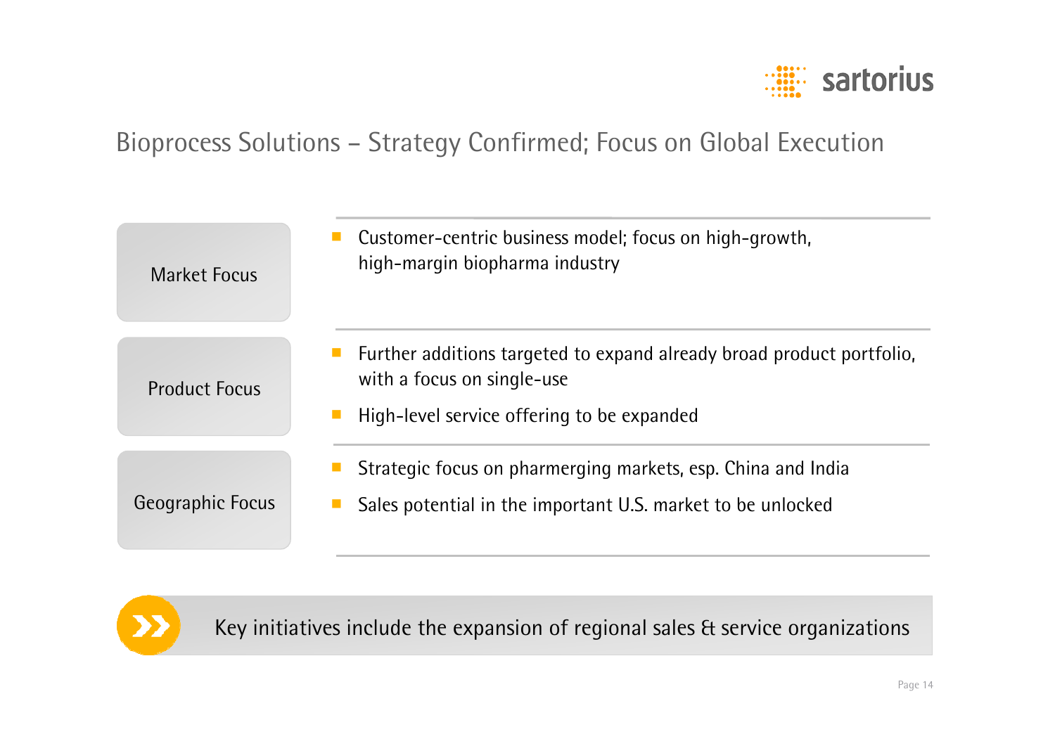# Bioprocess Solutions – Strategy Confirmed; Focus on Global Execution

## Market Focus

- Customer-centric business model; focus on high-growth, high-margin biopharma industry

## Product Focus

- Further additions targeted to expand already broad product portfolio, with a focus on single-use
- High-level service offering to be expanded

## Geographic Focus

- Strategic focus on pharmerging markets, esp. China and India
- Sales potential in the important U.S. market to be unlocked

**Key initiatives include the expansion of regional sales & service organizations**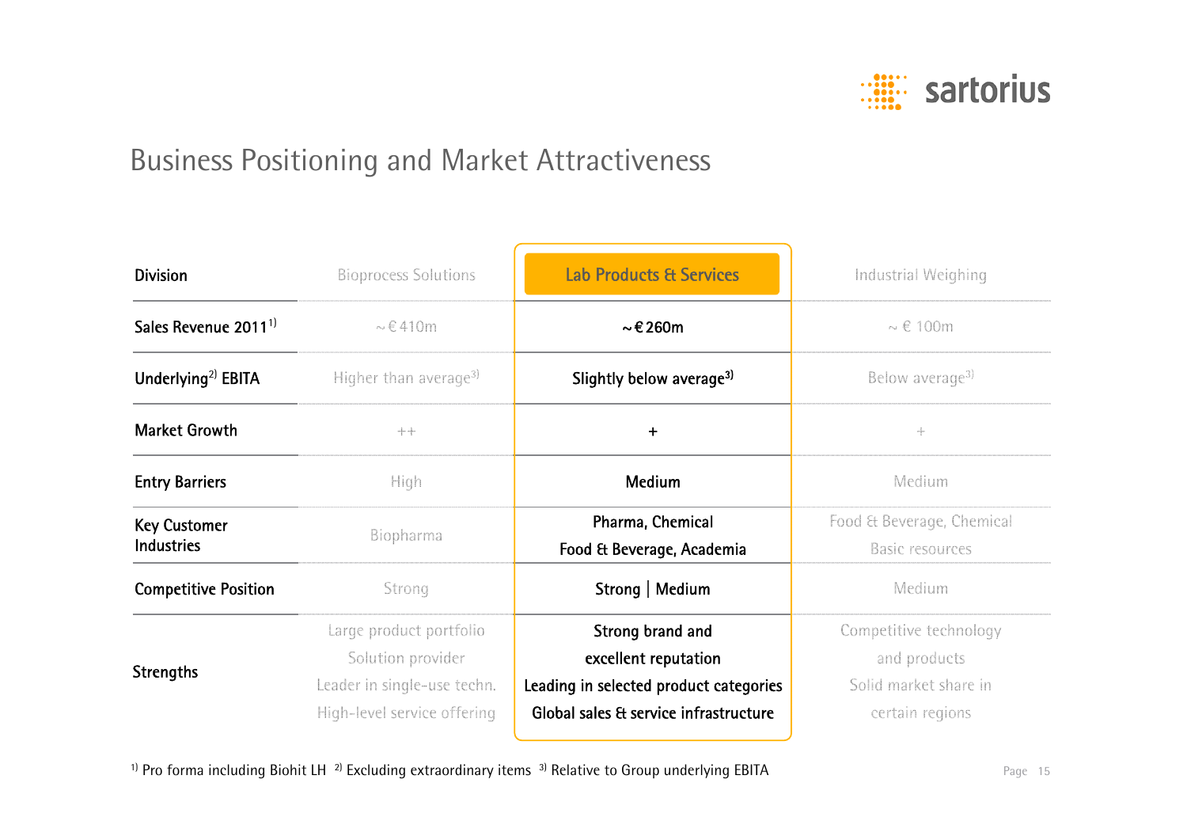# Business Positioning and Market Attractiveness

| Division | Bioprocess Solutions | **Lab Products & Services** | Industrial Weighing |
|---|---|---|---|
| Sales Revenue 2011[1] | ~ € 410m | **~ € 260m** | ~ € 100m |
| Underlying[2] EBITA | Higher than average[3] | **Slightly below average[3]** | Below average[3] |
| Market Growth | ++ | **+** | + |
| Entry Barriers | High | **Medium** | Medium |
| Key Customer Industries | Biopharma | **Pharma, Chemical Food & Beverage, Academia** | Food & Beverage, Chemical Basic resources |
| Competitive Position | Strong | **Strong \| Medium** | Medium |
| Strengths | Large product portfolio Solution provider Leader in single-use techn. High-level service offering | **Strong brand and excellent reputation Leading in selected product categories Global sales & service infrastructure** | Competitive technology and products Solid market share in certain regions |

[1] Pro forma including Biohit LH [2] Excluding extraordinary items [3] Relative to Group underlying EBITA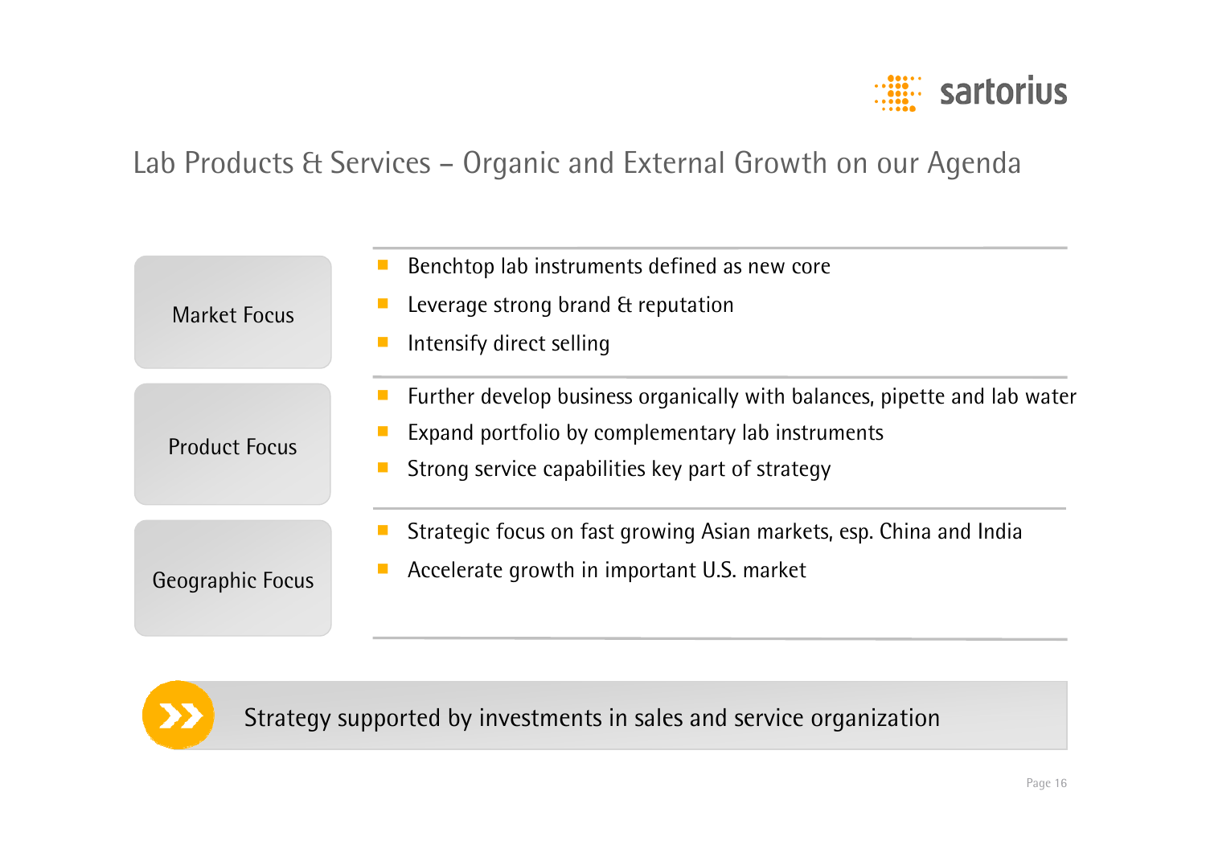## Lab Products & Services – Organic and External Growth on our Agenda

### Market Focus

- Benchtop lab instruments defined as new core
- Leverage strong brand & reputation
- Intensify direct selling

### Product Focus

- Further develop business organically with balances, pipette and lab water
- Expand portfolio by complementary lab instruments
- Strong service capabilities key part of strategy

### Geographic Focus

- Strategic focus on fast growing Asian markets, esp. China and India
- Accelerate growth in important U.S. market

Strategy supported by investments in sales and service organization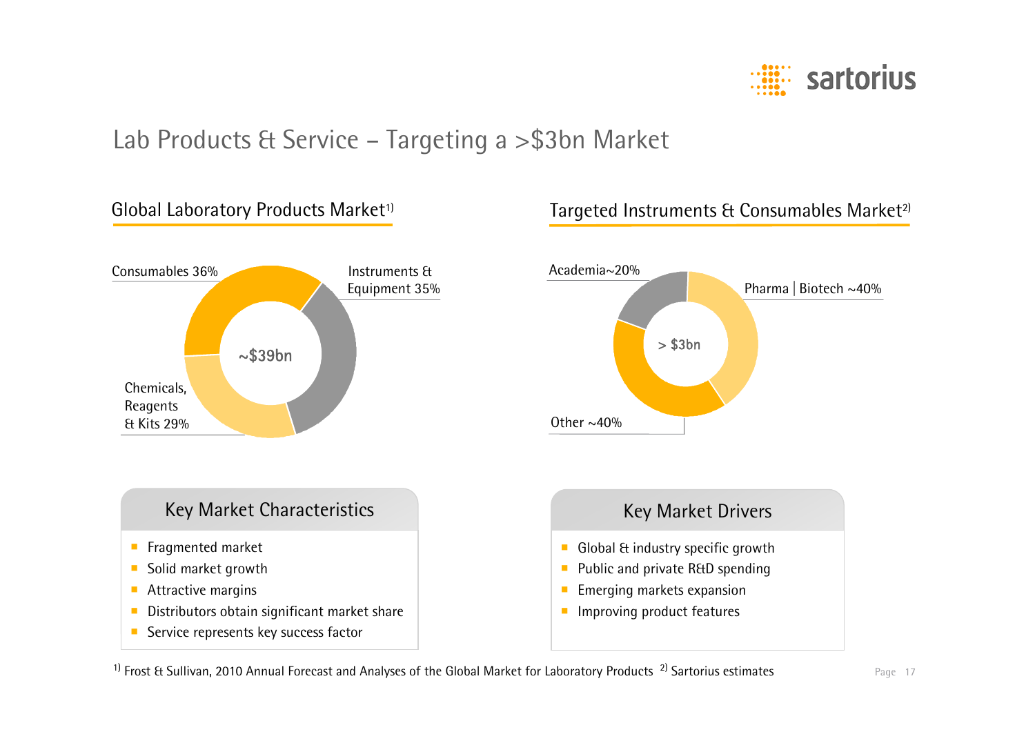# Lab Products & Service – Targeting a >$3bn Market

## Global Laboratory Products Market[1)]

~$39bn

- Consumables 36%
- Instruments & Equipment 35%
- Chemicals, Reagents & Kits 29%

## Targeted Instruments & Consumables Market[2)]

> $3bn

- Academia~20%
- Pharma | Biotech ~40%
- Other ~40%

### Key Market Characteristics

- Fragmented market
- Solid market growth
- Attractive margins
- Distributors obtain significant market share
- Service represents key success factor

### Key Market Drivers

- Global & industry specific growth
- Public and private R&D spending
- Emerging markets expansion
- Improving product features

[1)] Frost & Sullivan, 2010 Annual Forecast and Analyses of the Global Market for Laboratory Products [2)] Sartorius estimates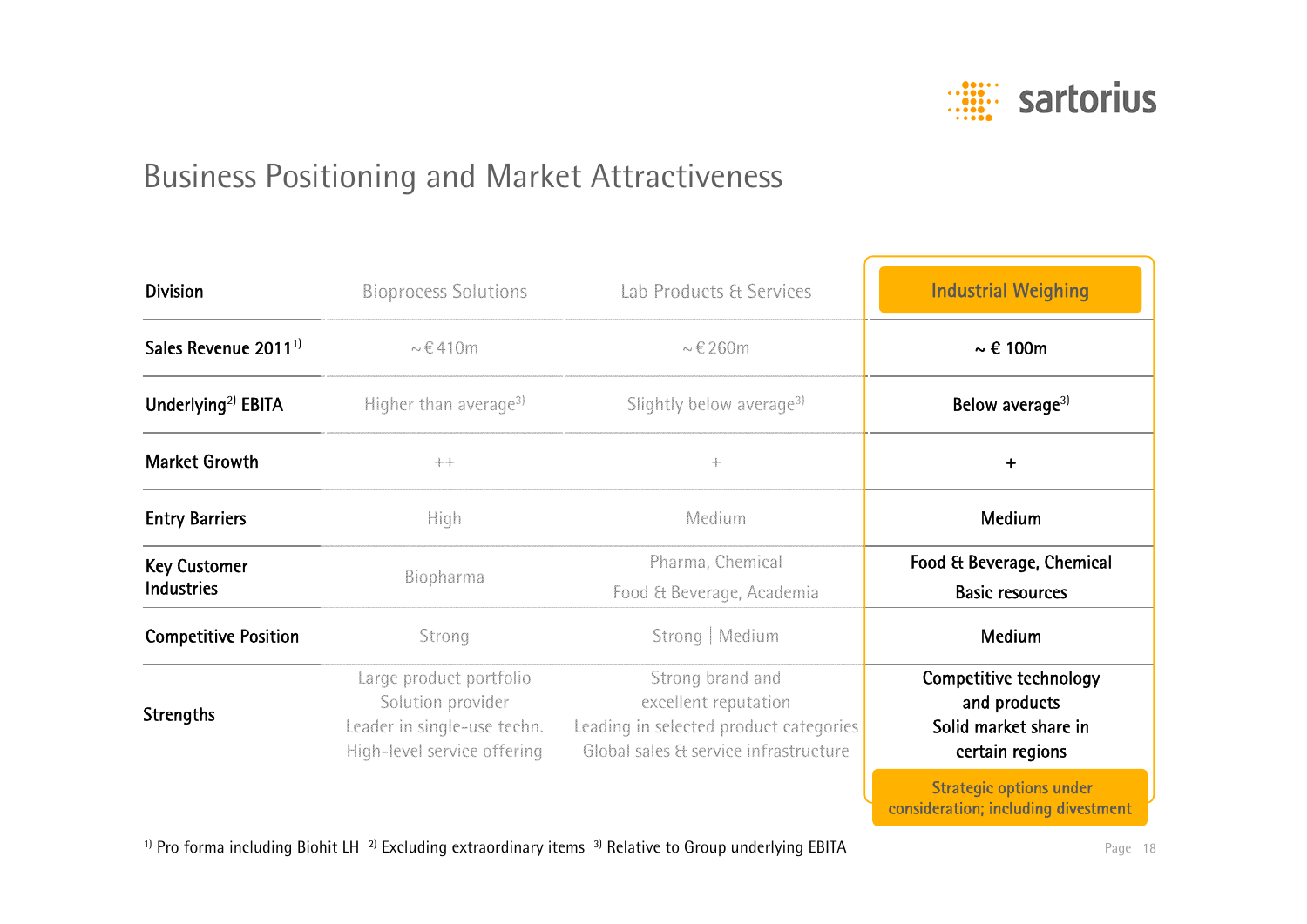# Business Positioning and Market Attractiveness

| Division | Bioprocess Solutions | Lab Products & Services | Industrial Weighing |
|---|---|---|---|
| Sales Revenue 2011[1] | ~ € 410m | ~ € 260m | ~ € 100m |
| Underlying[2] EBITA | Higher than average[3] | Slightly below average[3] | Below average[3] |
| Market Growth | ++ | + | + |
| Entry Barriers | High | Medium | Medium |
| Key Customer Industries | Biopharma | Pharma, Chemical<br>Food & Beverage, Academia | Food & Beverage, Chemical<br>Basic resources |
| Competitive Position | Strong | Strong \| Medium | Medium |
| Strengths | Large product portfolio<br>Solution provider<br>Leader in single-use techn.<br>High-level service offering | Strong brand and excellent reputation<br>Leading in selected product categories<br>Global sales & service infrastructure | Competitive technology and products<br>Solid market share in certain regions |

**Industrial Weighing: Strategic options under consideration; including divestment**

[1] Pro forma including Biohit LH [2] Excluding extraordinary items [3] Relative to Group underlying EBITA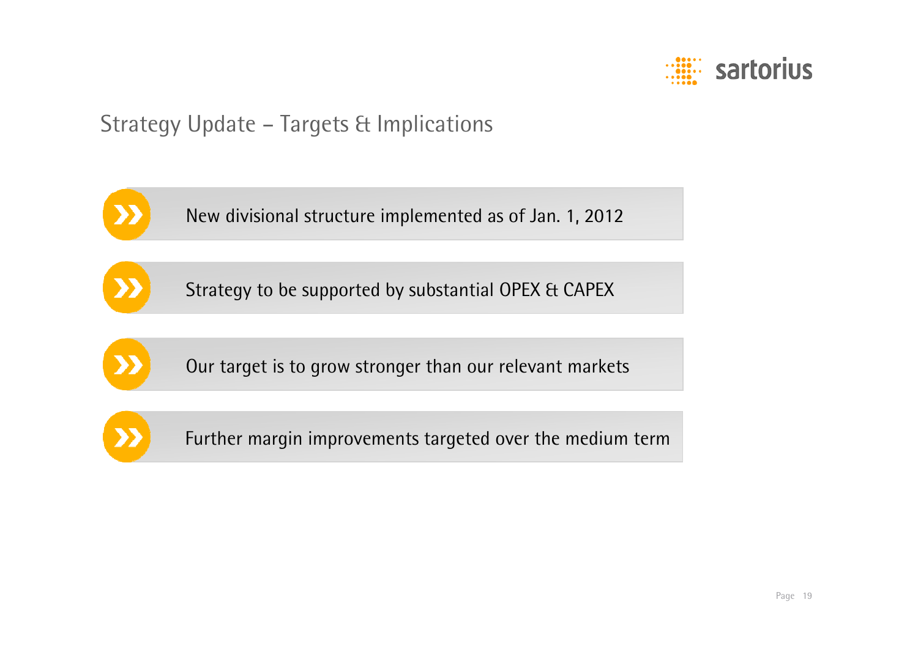# Strategy Update – Targets & Implications

- New divisional structure implemented as of Jan. 1, 2012
- Strategy to be supported by substantial OPEX & CAPEX
- Our target is to grow stronger than our relevant markets
- Further margin improvements targeted over the medium term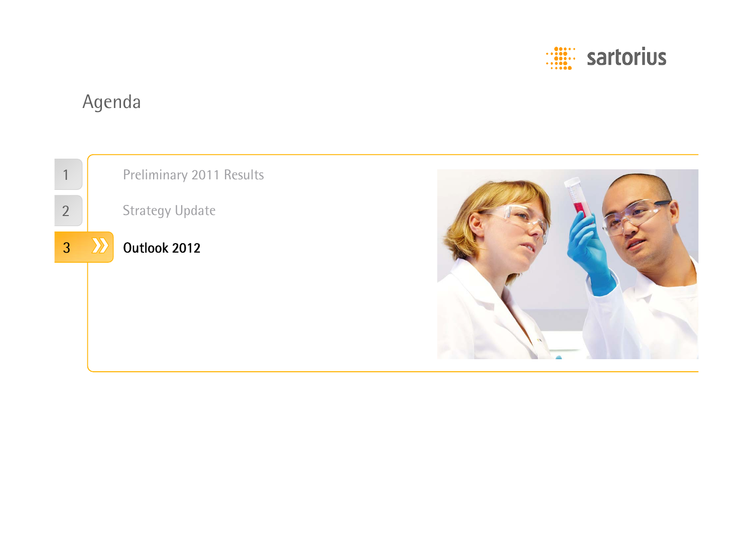# Agenda

1. Preliminary 2011 Results
2. Strategy Update
3. **Outlook 2012**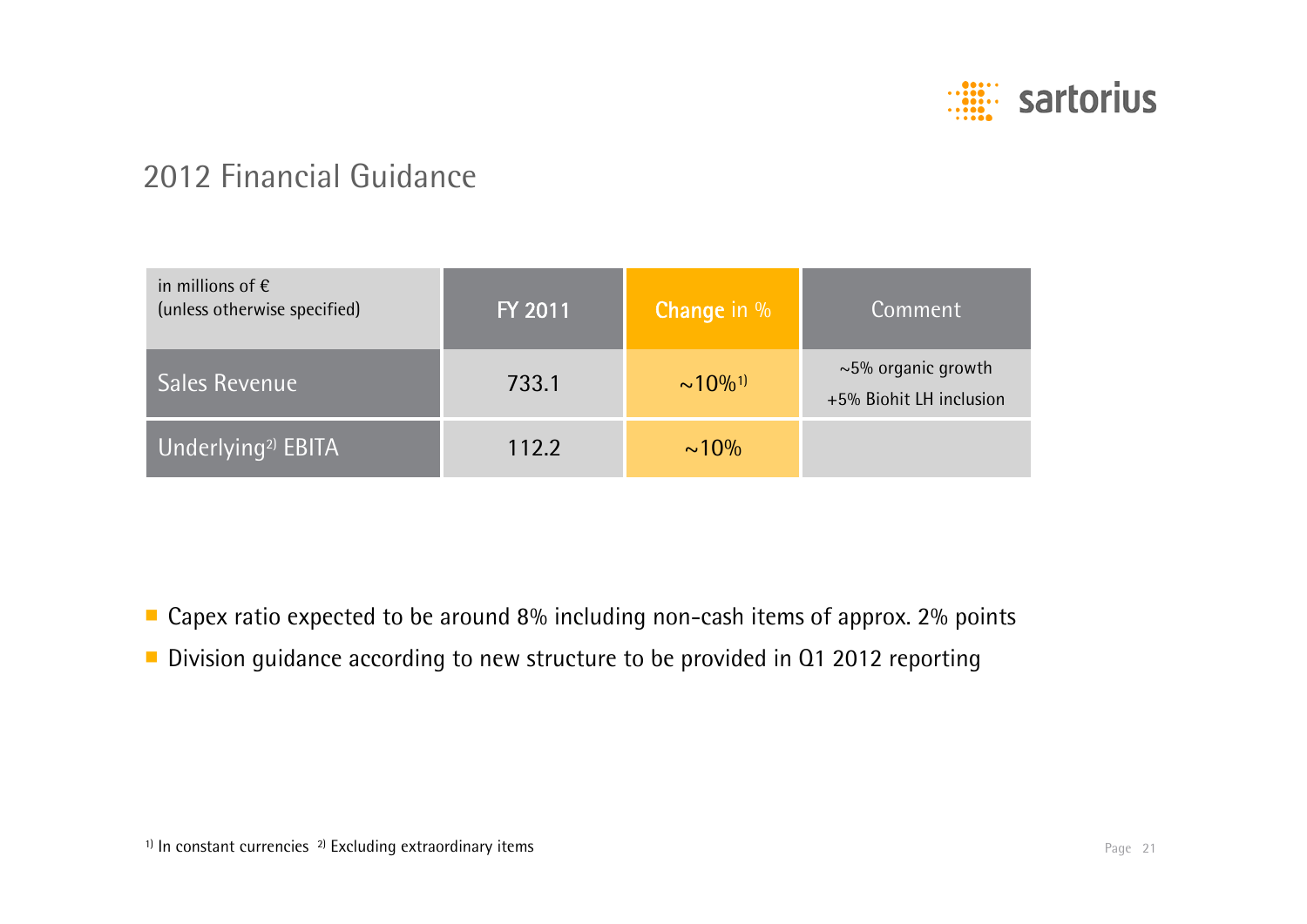# 2012 Financial Guidance

| in millions of € (unless otherwise specified) | FY 2011 | Change in % | Comment |
| --- | --- | --- | --- |
| Sales Revenue | 733.1 | ~10%[1)] | ~5% organic growth +5% Biohit LH inclusion |
| Underlying[2)] EBITA | 112.2 | ~10% | |

- Capex ratio expected to be around 8% including non-cash items of approx. 2% points
- Division guidance according to new structure to be provided in Q1 2012 reporting

[1)] In constant currencies [2)] Excluding extraordinary items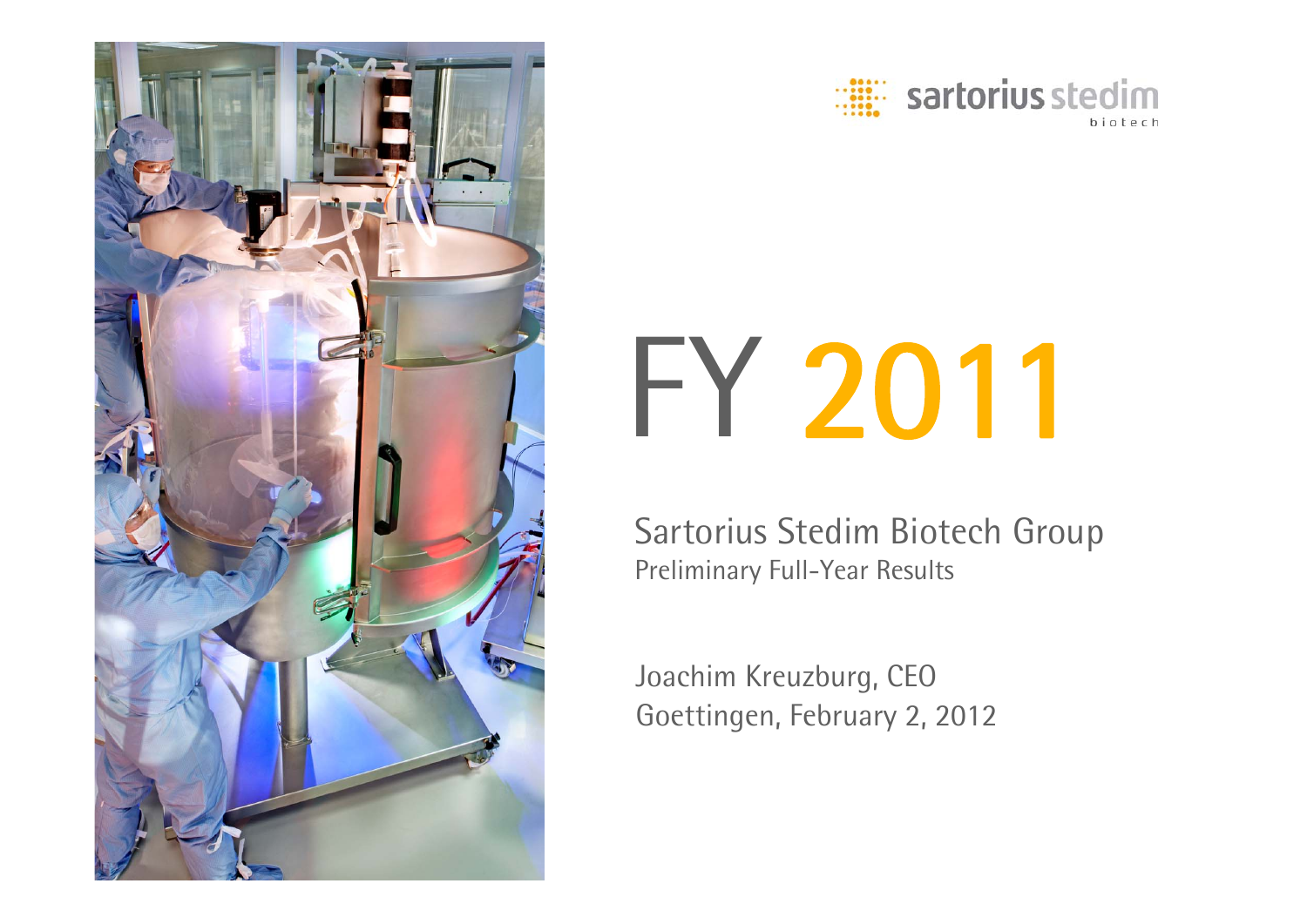sartorius stedim biotech

# FY 2011

## Sartorius Stedim Biotech Group

Preliminary Full-Year Results

Joachim Kreuzburg, CEO

Goettingen, February 2, 2012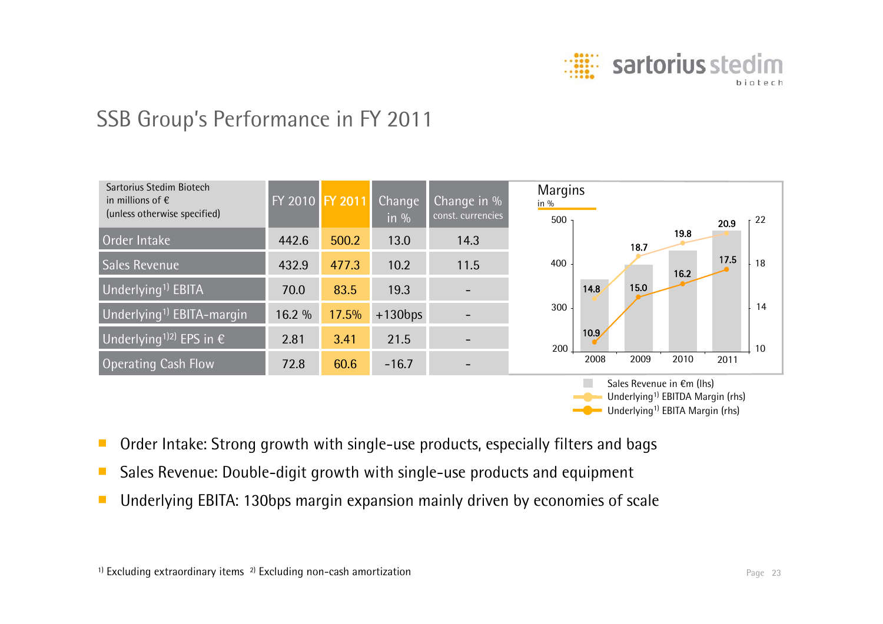# SSB Group's Performance in FY 2011

| Sartorius Stedim Biotech in millions of € (unless otherwise specified) | FY 2010 | FY 2011 | Change in % | Change in % const. currencies |
|---|---|---|---|---|
| Order Intake | 442.6 | 500.2 | 13.0 | 14.3 |
| Sales Revenue | 432.9 | 477.3 | 10.2 | 11.5 |
| Underlying[1] EBITA | 70.0 | 83.5 | 19.3 | - |
| Underlying[1] EBITA-margin | 16.2 % | 17.5% | +130bps | - |
| Underlying[1)2)] EPS in € | 2.81 | 3.41 | 21.5 | - |
| Operating Cash Flow | 72.8 | 60.6 | -16.7 | - |

**Margins**
in %

| | 2008 | 2009 | 2010 | 2011 |
|---|---|---|---|---|
| Underlying[1] EBITDA Margin (rhs) | 14.8 | 18.7 | 19.8 | 20.9 |
| Underlying[1] EBITA Margin (rhs) | 10.9 | 15.0 | 16.2 | 17.5 |

Sales Revenue in €m (lhs)
Underlying[1] EBITDA Margin (rhs)
Underlying[1] EBITA Margin (rhs)

- Order Intake: Strong growth with single-use products, especially filters and bags
- Sales Revenue: Double-digit growth with single-use products and equipment
- Underlying EBITA: 130bps margin expansion mainly driven by economies of scale

[1] Excluding extraordinary items [2] Excluding non-cash amortization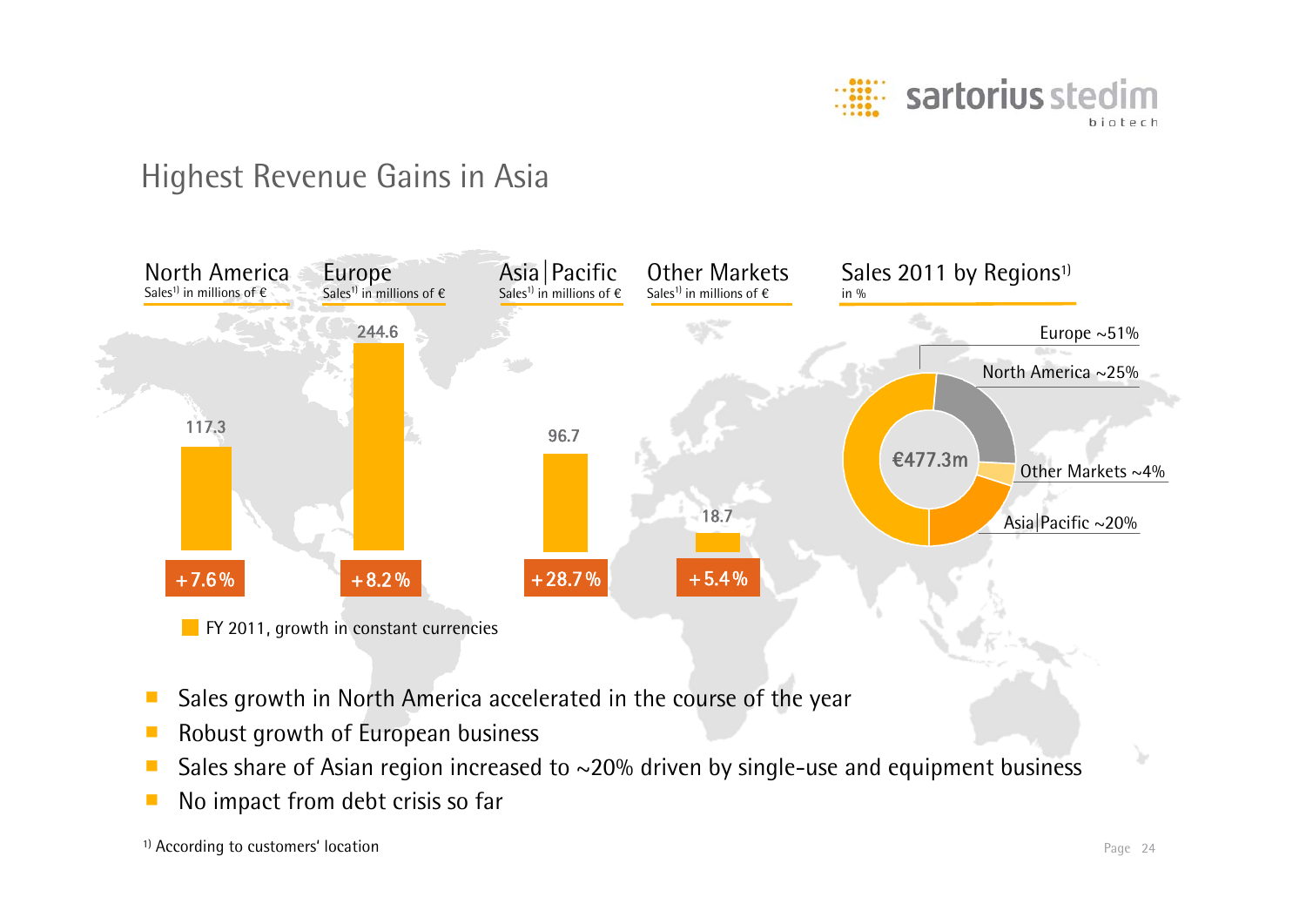# Highest Revenue Gains in Asia

| | North America | Europe | Asia / Pacific | Other Markets |
|---|---|---|---|---|
| Sales[1] in millions of € | 117.3 | 244.6 | 96.7 | 18.7 |
| FY 2011, growth in constant currencies | +7.6% | +8.2% | +28.7% | +5.4% |

**Sales 2011 by Regions[1]** (in %) — €477.3m

- Europe ~51%
- North America ~25%
- Other Markets ~4%
- Asia / Pacific ~20%

- Sales growth in North America accelerated in the course of the year
- Robust growth of European business
- Sales share of Asian region increased to ~20% driven by single-use and equipment business
- No impact from debt crisis so far

[1] According to customers' location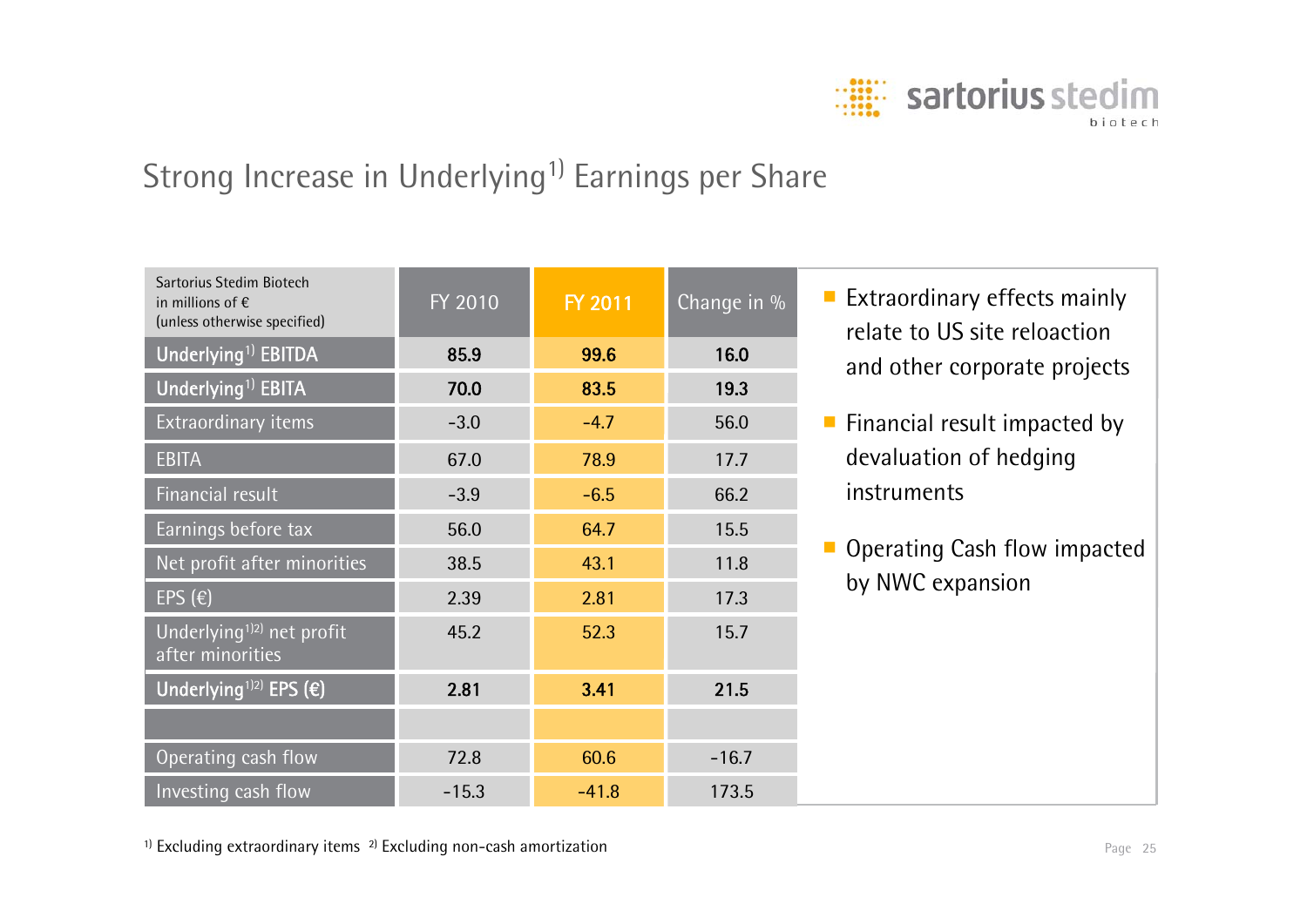# Strong Increase in Underlying[1] Earnings per Share

| Sartorius Stedim Biotech in millions of € (unless otherwise specified) | FY 2010 | FY 2011 | Change in % |
|---|---|---|---|
| **Underlying[1] EBITDA** | **85.9** | **99.6** | **16.0** |
| **Underlying[1] EBITA** | **70.0** | **83.5** | **19.3** |
| Extraordinary items | -3.0 | -4.7 | 56.0 |
| EBITA | 67.0 | 78.9 | 17.7 |
| Financial result | -3.9 | -6.5 | 66.2 |
| Earnings before tax | 56.0 | 64.7 | 15.5 |
| Net profit after minorities | 38.5 | 43.1 | 11.8 |
| EPS (€) | 2.39 | 2.81 | 17.3 |
| Underlying[1][2] net profit after minorities | 45.2 | 52.3 | 15.7 |
| **Underlying[1][2] EPS (€)** | **2.81** | **3.41** | **21.5** |
| | | | |
| Operating cash flow | 72.8 | 60.6 | -16.7 |
| Investing cash flow | -15.3 | -41.8 | 173.5 |

- Extraordinary effects mainly relate to US site reloaction and other corporate projects
- Financial result impacted by devaluation of hedging instruments
- Operating Cash flow impacted by NWC expansion

[1] Excluding extraordinary items [2] Excluding non-cash amortization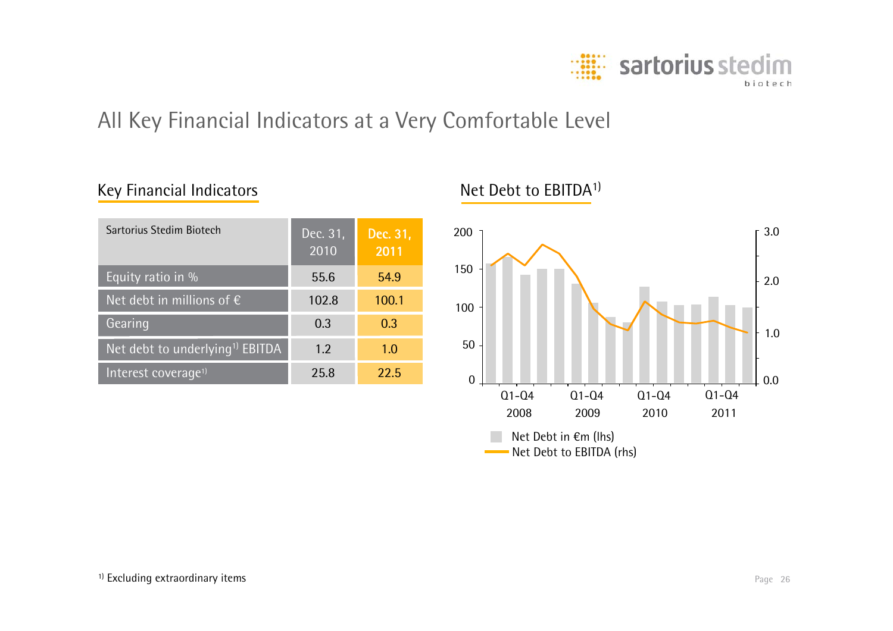# All Key Financial Indicators at a Very Comfortable Level

## Key Financial Indicators

| Sartorius Stedim Biotech | Dec. 31, 2010 | Dec. 31, 2011 |
|---|---|---|
| Equity ratio in % | 55.6 | 54.9 |
| Net debt in millions of € | 102.8 | 100.1 |
| Gearing | 0.3 | 0.3 |
| Net debt to underlying[1] EBITDA | 1.2 | 1.0 |
| Interest coverage[1] | 25.8 | 22.5 |

## Net Debt to EBITDA[1]

200
150
100
50
0

3.0
2.0
1.0
0.0

Q1-Q4 2008 | Q1-Q4 2009 | Q1-Q4 2010 | Q1-Q4 2011

Net Debt in €m (lhs)
Net Debt to EBITDA (rhs)

[1] Excluding extraordinary items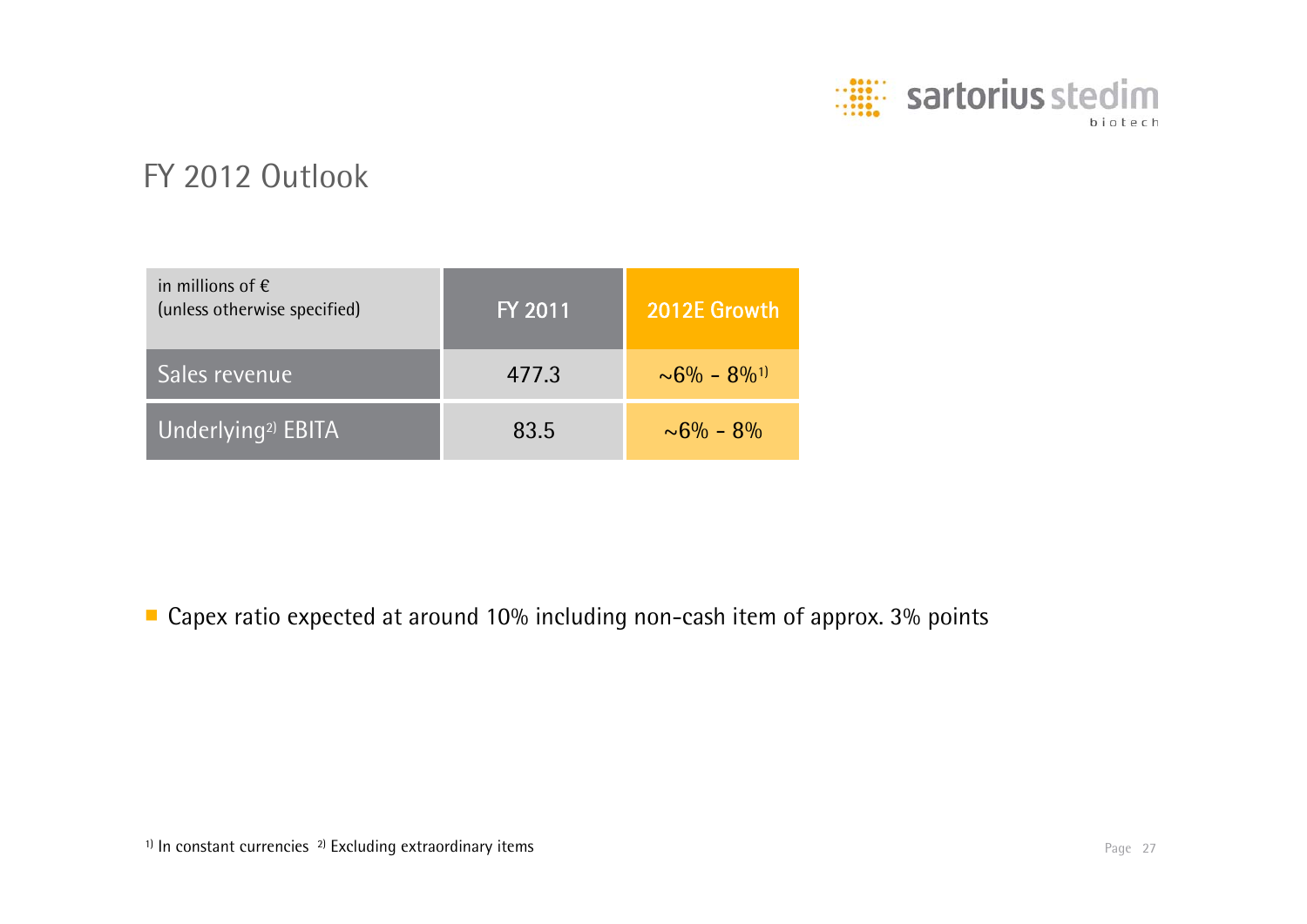# FY 2012 Outlook

| in millions of € (unless otherwise specified) | FY 2011 | 2012E Growth |
|---|---|---|
| Sales revenue | 477.3 | ~6% - 8%[1)] |
| Underlying[2)] EBITA | 83.5 | ~6% - 8% |

- Capex ratio expected at around 10% including non-cash item of approx. 3% points

[1)] In constant currencies [2)] Excluding extraordinary items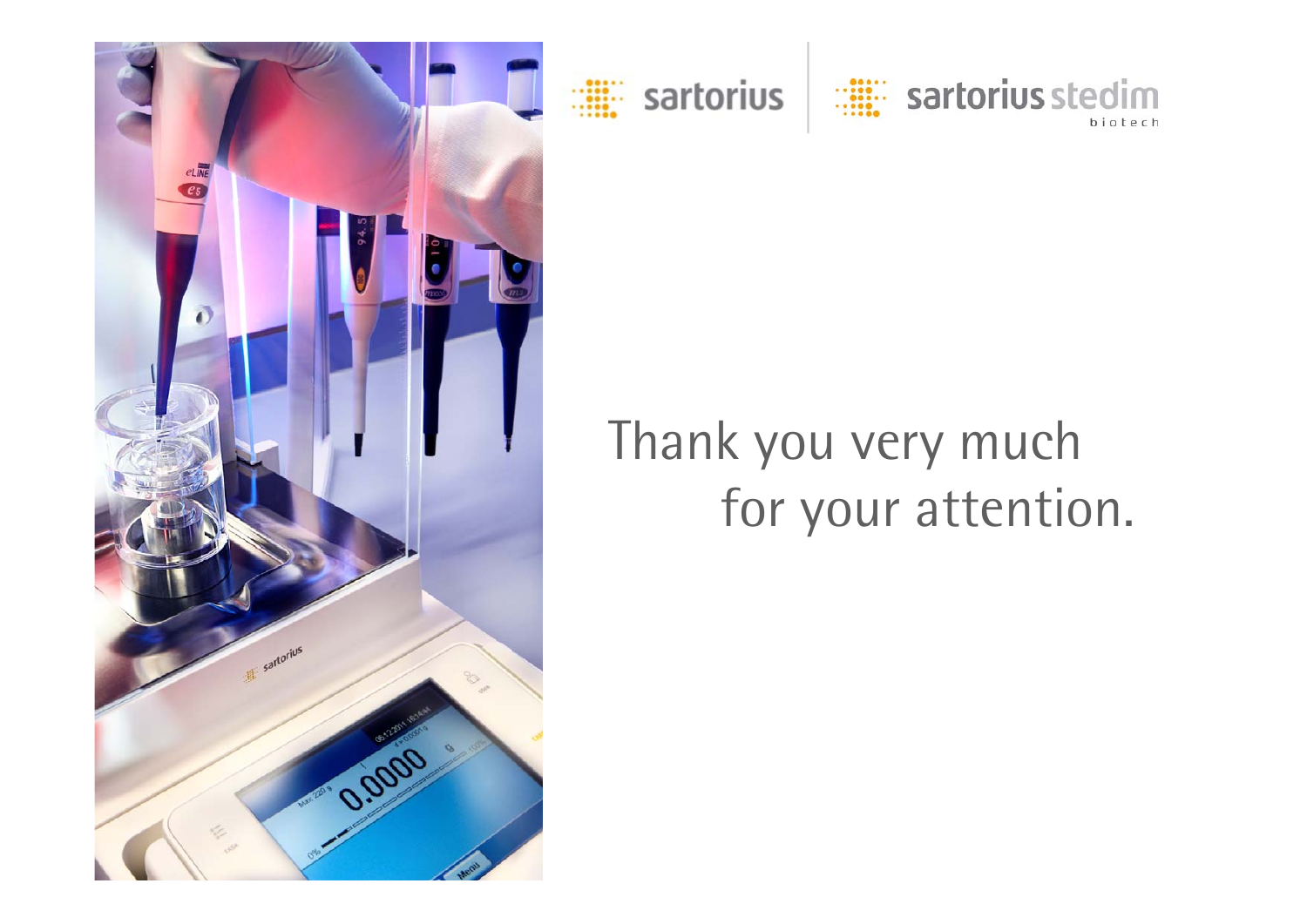sartorius | sartorius stedim biotech

Thank you very much
for your attention.